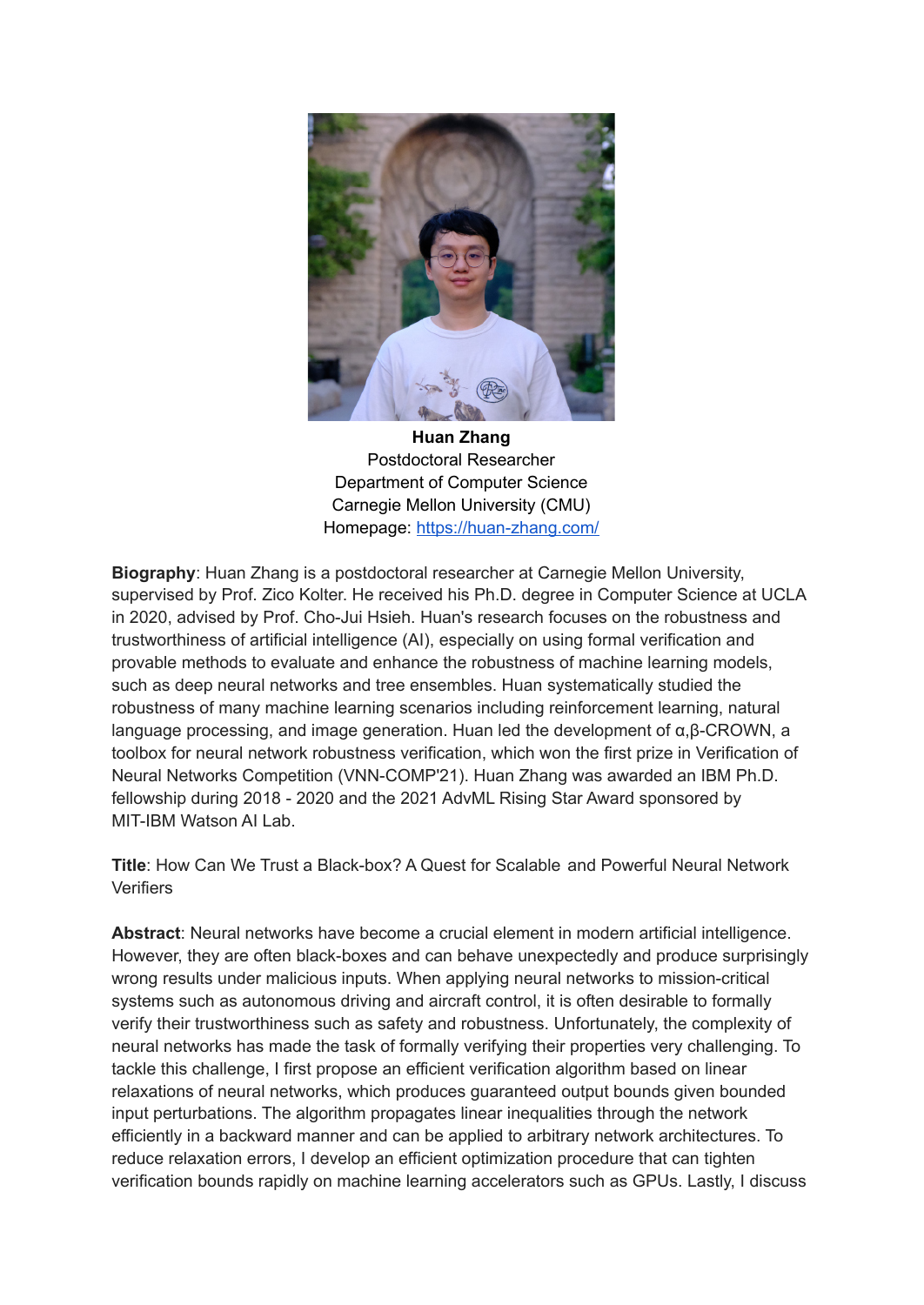**Huan Zhang**
Postdoctoral Researcher
Department of Computer Science
Carnegie Mellon University (CMU)
Homepage: [https://huan-zhang.com/](https://huan-zhang.com/)

**Biography**: Huan Zhang is a postdoctoral researcher at Carnegie Mellon University, supervised by Prof. Zico Kolter. He received his Ph.D. degree in Computer Science at UCLA in 2020, advised by Prof. Cho-Jui Hsieh. Huan's research focuses on the robustness and trustworthiness of artificial intelligence (AI), especially on using formal verification and provable methods to evaluate and enhance the robustness of machine learning models, such as deep neural networks and tree ensembles. Huan systematically studied the robustness of many machine learning scenarios including reinforcement learning, natural language processing, and image generation. Huan led the development of α,β-CROWN, a toolbox for neural network robustness verification, which won the first prize in Verification of Neural Networks Competition (VNN-COMP'21). Huan Zhang was awarded an IBM Ph.D. fellowship during 2018 - 2020 and the 2021 AdvML Rising Star Award sponsored by MIT-IBM Watson AI Lab.

**Title**: How Can We Trust a Black-box? A Quest for Scalable and Powerful Neural Network Verifiers

**Abstract**: Neural networks have become a crucial element in modern artificial intelligence. However, they are often black-boxes and can behave unexpectedly and produce surprisingly wrong results under malicious inputs. When applying neural networks to mission-critical systems such as autonomous driving and aircraft control, it is often desirable to formally verify their trustworthiness such as safety and robustness. Unfortunately, the complexity of neural networks has made the task of formally verifying their properties very challenging. To tackle this challenge, I first propose an efficient verification algorithm based on linear relaxations of neural networks, which produces guaranteed output bounds given bounded input perturbations. The algorithm propagates linear inequalities through the network efficiently in a backward manner and can be applied to arbitrary network architectures. To reduce relaxation errors, I develop an efficient optimization procedure that can tighten verification bounds rapidly on machine learning accelerators such as GPUs. Lastly, I discuss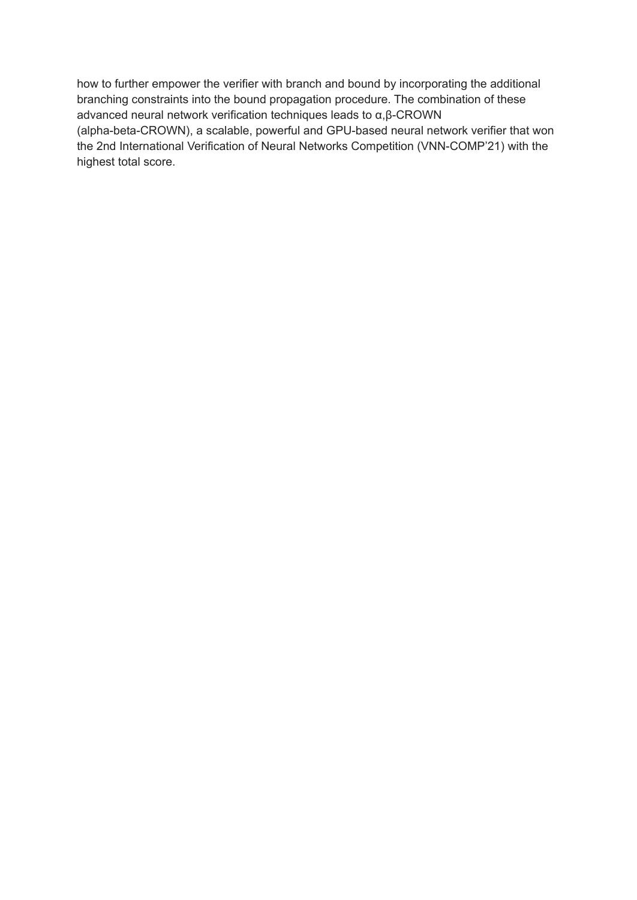how to further empower the verifier with branch and bound by incorporating the additional branching constraints into the bound propagation procedure. The combination of these advanced neural network verification techniques leads to α,β-CROWN (alpha-beta-CROWN), a scalable, powerful and GPU-based neural network verifier that won the 2nd International Verification of Neural Networks Competition (VNN-COMP'21) with the highest total score.